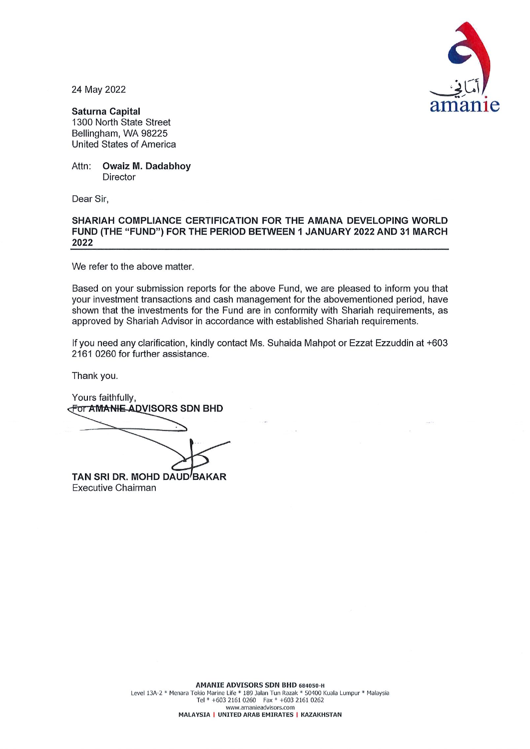24 May 2022

**Saturna Capital**
1300 North State Street
Bellingham, WA 98225
United States of America

Attn: **Owaiz M. Dadabhoy**
Director

Dear Sir,

**SHARIAH COMPLIANCE CERTIFICATION FOR THE AMANA DEVELOPING WORLD FUND (THE "FUND") FOR THE PERIOD BETWEEN 1 JANUARY 2022 AND 31 MARCH 2022**

We refer to the above matter.

Based on your submission reports for the above Fund, we are pleased to inform you that your investment transactions and cash management for the abovementioned period, have shown that the investments for the Fund are in conformity with Shariah requirements, as approved by Shariah Advisor in accordance with established Shariah requirements.

If you need any clarification, kindly contact Ms. Suhaida Mahpot or Ezzat Ezzuddin at +603 2161 0260 for further assistance.

Thank you.

Yours faithfully,
For **AMANIE ADVISORS SDN BHD**

**TAN SRI DR. MOHD DAUD BAKAR**
Executive Chairman

**AMANIE ADVISORS SDN BHD 684050-H**
Level 13A-2 * Menara Tokio Marine Life * 189 Jalan Tun Razak * 50400 Kuala Lumpur * Malaysia
Tel * +603 2161 0260 Fax * +603 2161 0262
www.amanieadvisors.com
**MALAYSIA | UNITED ARAB EMIRATES | KAZAKHSTAN**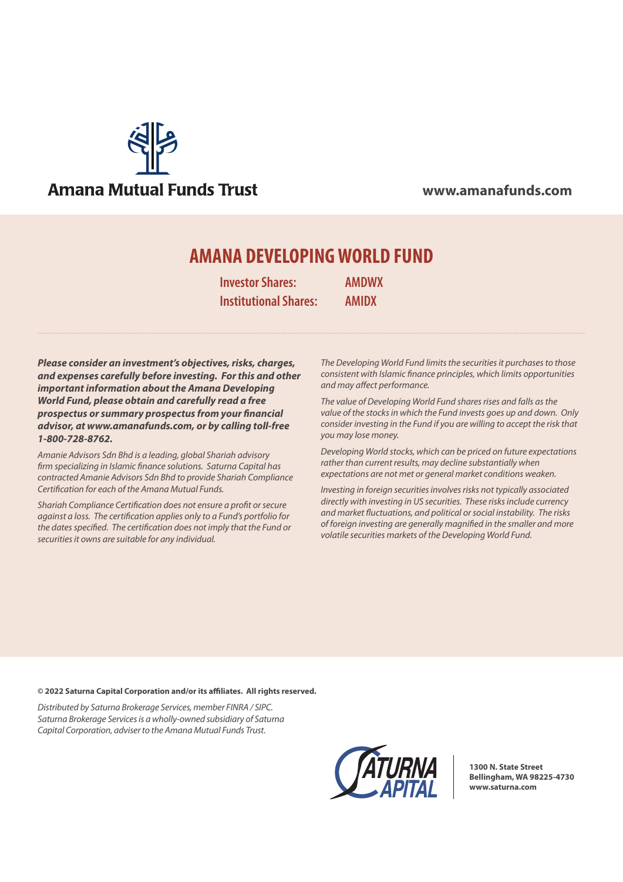**Amana Mutual Funds Trust**

**www.amanafunds.com**

# AMANA DEVELOPING WORLD FUND

| | |
|---|---|
| **Investor Shares:** | **AMDWX** |
| **Institutional Shares:** | **AMIDX** |

***Please consider an investment's objectives, risks, charges, and expenses carefully before investing. For this and other important information about the Amana Developing World Fund, please obtain and carefully read a free prospectus or summary prospectus from your financial advisor, at www.amanafunds.com, or by calling toll-free 1-800-728-8762.***

*Amanie Advisors Sdn Bhd is a leading, global Shariah advisory firm specializing in Islamic finance solutions. Saturna Capital has contracted Amanie Advisors Sdn Bhd to provide Shariah Compliance Certification for each of the Amana Mutual Funds.*

*Shariah Compliance Certification does not ensure a profit or secure against a loss. The certification applies only to a Fund's portfolio for the dates specified. The certification does not imply that the Fund or securities it owns are suitable for any individual.*

*The Developing World Fund limits the securities it purchases to those consistent with Islamic finance principles, which limits opportunities and may affect performance.*

*The value of Developing World Fund shares rises and falls as the value of the stocks in which the Fund invests goes up and down. Only consider investing in the Fund if you are willing to accept the risk that you may lose money.*

*Developing World stocks, which can be priced on future expectations rather than current results, may decline substantially when expectations are not met or general market conditions weaken.*

*Investing in foreign securities involves risks not typically associated directly with investing in US securities. These risks include currency and market fluctuations, and political or social instability. The risks of foreign investing are generally magnified in the smaller and more volatile securities markets of the Developing World Fund.*

**© 2022 Saturna Capital Corporation and/or its affiliates. All rights reserved.**

*Distributed by Saturna Brokerage Services, member FINRA / SIPC. Saturna Brokerage Services is a wholly-owned subsidiary of Saturna Capital Corporation, adviser to the Amana Mutual Funds Trust.*

SATURNA CAPITAL

**1300 N. State Street**
**Bellingham, WA 98225-4730**
**www.saturna.com**